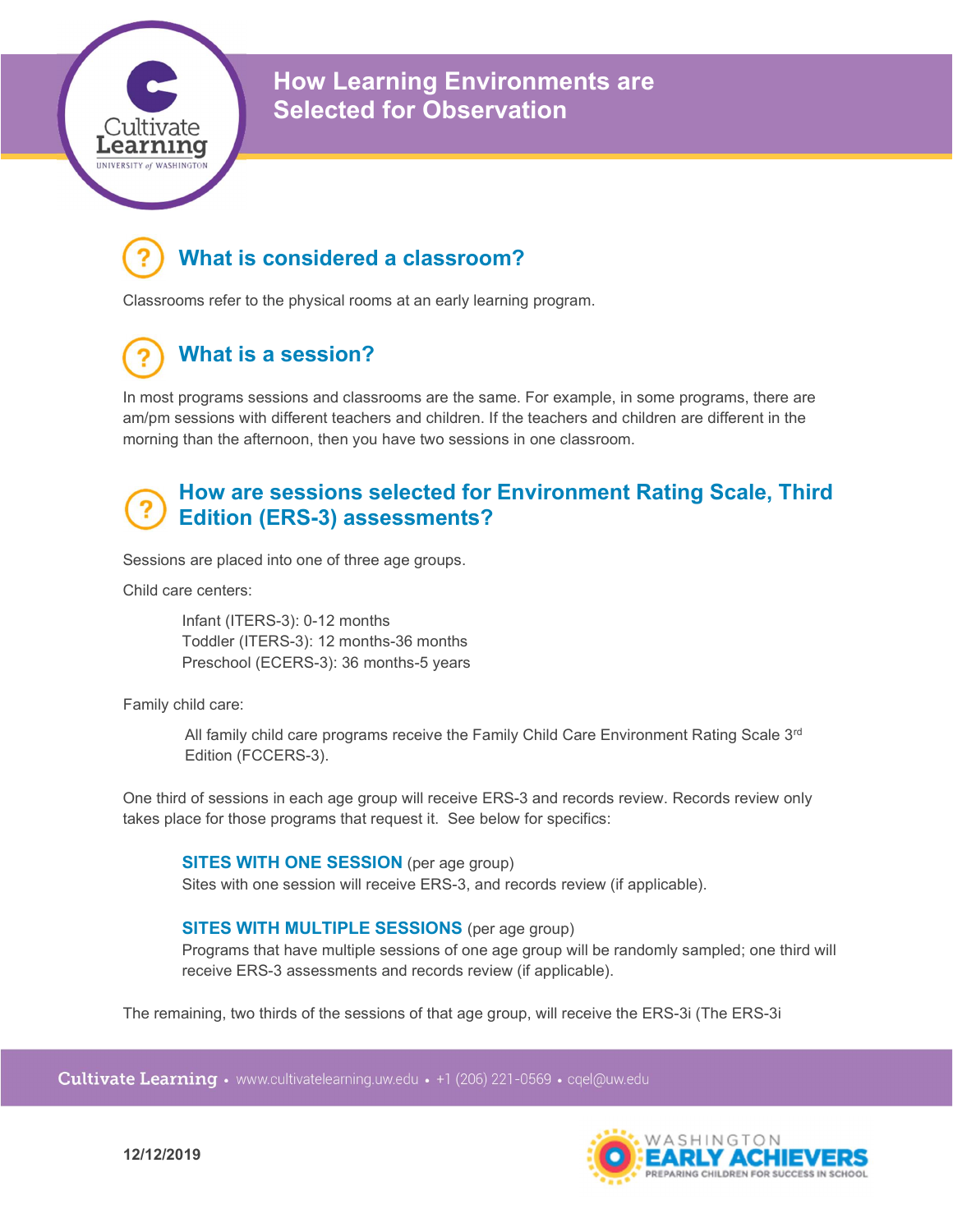# How Learning Environments are Selected for Observation

## What is considered a classroom?

Classrooms refer to the physical rooms at an early learning program.

## What is a session?

In most programs sessions and classrooms are the same. For example, in some programs, there are am/pm sessions with different teachers and children. If the teachers and children are different in the morning than the afternoon, then you have two sessions in one classroom.

## How are sessions selected for Environment Rating Scale, Third Edition (ERS-3) assessments?

Sessions are placed into one of three age groups.

Child care centers:

> Infant (ITERS-3): 0-12 months
> Toddler (ITERS-3): 12 months-36 months
> Preschool (ECERS-3): 36 months-5 years

Family child care:

> All family child care programs receive the Family Child Care Environment Rating Scale 3rd Edition (FCCERS-3).

One third of sessions in each age group will receive ERS-3 and records review. Records review only takes place for those programs that request it. See below for specifics:

> **SITES WITH ONE SESSION** (per age group)
> Sites with one session will receive ERS-3, and records review (if applicable).
>
> **SITES WITH MULTIPLE SESSIONS** (per age group)
> Programs that have multiple sessions of one age group will be randomly sampled; one third will receive ERS-3 assessments and records review (if applicable).

The remaining, two thirds of the sessions of that age group, will receive the ERS-3i (The ERS-3i

12/12/2019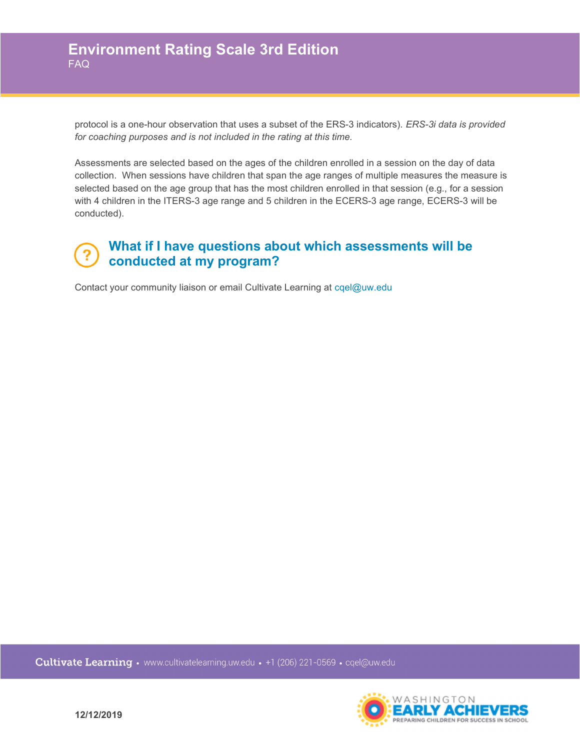protocol is a one-hour observation that uses a subset of the ERS-3 indicators). *ERS-3i data is provided for coaching purposes and is not included in the rating at this time.*

Assessments are selected based on the ages of the children enrolled in a session on the day of data collection. When sessions have children that span the age ranges of multiple measures the measure is selected based on the age group that has the most children enrolled in that session (e.g., for a session with 4 children in the ITERS-3 age range and 5 children in the ECERS-3 age range, ECERS-3 will be conducted).

## What if I have questions about which assessments will be conducted at my program?

Contact your community liaison or email Cultivate Learning at cqel@uw.edu

Cultivate Learning • www.cultivatelearning.uw.edu • +1 (206) 221-0569 • cqel@uw.edu

**12/12/2019**